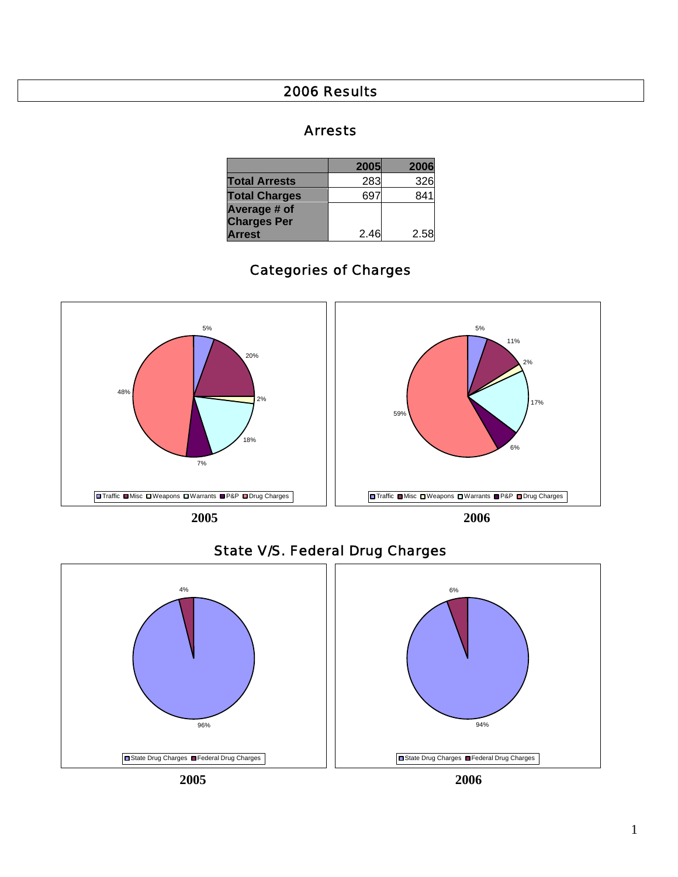# 2006 Results

## Arrests

| | 2005 | 2006 |
|---|---|---|
| **Total Arrests** | 283 | 326 |
| **Total Charges** | 697 | 841 |
| **Average # of Charges Per Arrest** | 2.46 | 2.58 |

## Categories of Charges

| Category | 2005 | 2006 |
|---|---|---|
| Traffic | 5% | 5% |
| Misc | 20% | 11% |
| Weapons | 2% | 2% |
| Warrants | 18% | 17% |
| P&P | 7% | 6% |
| Drug Charges | 48% | 59% |

**2005** **2006**

## State V/S. Federal Drug Charges

| Category | 2005 | 2006 |
|---|---|---|
| State Drug Charges | 96% | 94% |
| Federal Drug Charges | 4% | 6% |

**2005** **2006**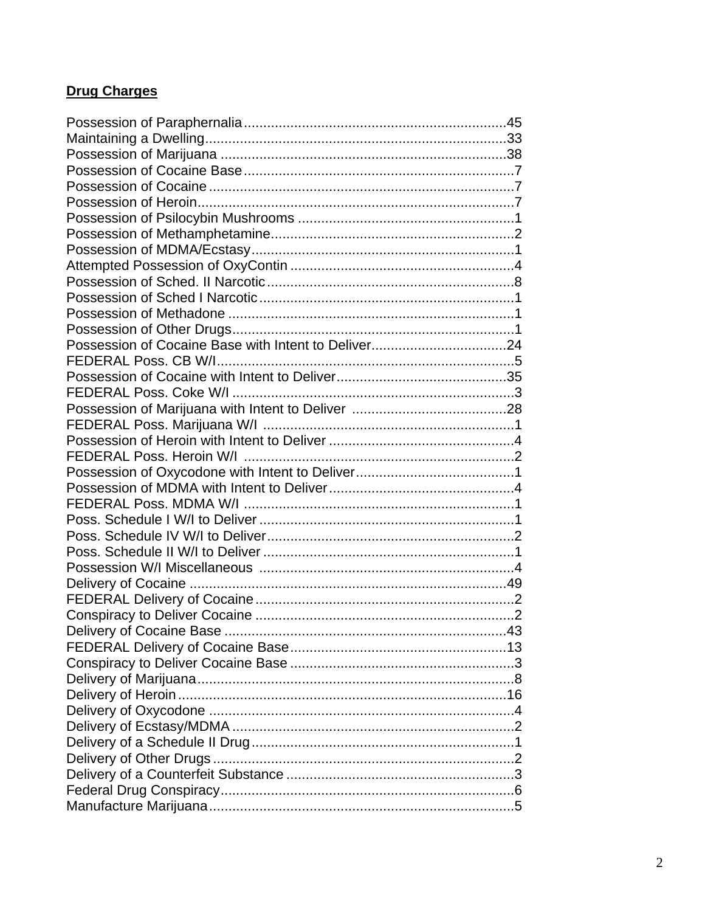**Drug Charges**

Possession of Paraphernalia....................................................................45
Maintaining a Dwelling..............................................................................33
Possession of Marijuana ..........................................................................38
Possession of Cocaine Base.....................................................................7
Possession of Cocaine ..............................................................................7
Possession of Heroin.................................................................................7
Possession of Psilocybin Mushrooms ........................................................1
Possession of Methamphetamine...............................................................2
Possession of MDMA/Ecstasy....................................................................1
Attempted Possession of OxyContin ..........................................................4
Possession of Sched. II Narcotic................................................................8
Possession of Sched I Narcotic..................................................................1
Possession of Methadone ..........................................................................1
Possession of Other Drugs.........................................................................1
Possession of Cocaine Base with Intent to Deliver...................................24
FEDERAL Poss. CB W/I.............................................................................5
Possession of Cocaine with Intent to Deliver............................................35
FEDERAL Poss. Coke W/I .........................................................................3
Possession of Marijuana with Intent to Deliver ........................................28
FEDERAL Poss. Marijuana W/I .................................................................1
Possession of Heroin with Intent to Deliver ................................................4
FEDERAL Poss. Heroin W/I ......................................................................2
Possession of Oxycodone with Intent to Deliver.........................................1
Possession of MDMA with Intent to Deliver................................................4
FEDERAL Poss. MDMA W/I ......................................................................1
Poss. Schedule I W/I to Deliver .................................................................1
Poss. Schedule IV W/I to Deliver................................................................2
Poss. Schedule II W/I to Deliver .................................................................1
Possession W/I Miscellaneous ..................................................................4
Delivery of Cocaine ..................................................................................49
FEDERAL Delivery of Cocaine...................................................................2
Conspiracy to Deliver Cocaine ...................................................................2
Delivery of Cocaine Base .........................................................................43
FEDERAL Delivery of Cocaine Base........................................................13
Conspiracy to Deliver Cocaine Base ..........................................................3
Delivery of Marijuana..................................................................................8
Delivery of Heroin.....................................................................................16
Delivery of Oxycodone ...............................................................................4
Delivery of Ecstasy/MDMA .........................................................................2
Delivery of a Schedule II Drug....................................................................1
Delivery of Other Drugs..............................................................................2
Delivery of a Counterfeit Substance ...........................................................3
Federal Drug Conspiracy............................................................................6
Manufacture Marijuana...............................................................................5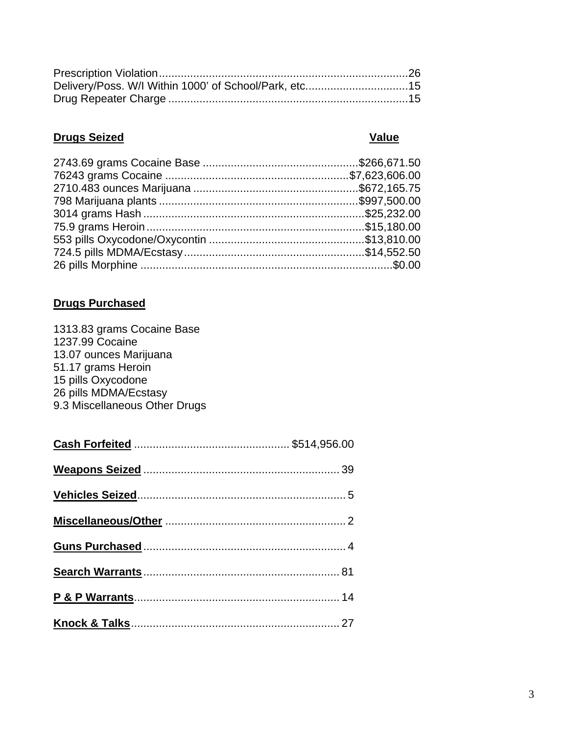| | |
|---|---|
| Prescription Violation | 26 |
| Delivery/Poss. W/I Within 1000' of School/Park, etc. | 15 |
| Drug Repeater Charge | 15 |

| **Drugs Seized** | **Value** |
|---|---|
| 2743.69 grams Cocaine Base | $266,671.50 |
| 76243 grams Cocaine | $7,623,606.00 |
| 2710.483 ounces Marijuana | $672,165.75 |
| 798 Marijuana plants | $997,500.00 |
| 3014 grams Hash | $25,232.00 |
| 75.9 grams Heroin | $15,180.00 |
| 553 pills Oxycodone/Oxycontin | $13,810.00 |
| 724.5 pills MDMA/Ecstasy | $14,552.50 |
| 26 pills Morphine | $0.00 |

**Drugs Purchased**

1313.83 grams Cocaine Base
1237.99 Cocaine
13.07 ounces Marijuana
51.17 grams Heroin
15 pills Oxycodone
26 pills MDMA/Ecstasy
9.3 Miscellaneous Other Drugs

| | |
|---|---|
| **Cash Forfeited** | $514,956.00 |
| **Weapons Seized** | 39 |
| **Vehicles Seized** | 5 |
| **Miscellaneous/Other** | 2 |
| **Guns Purchased** | 4 |
| **Search Warrants** | 81 |
| **P & P Warrants** | 14 |
| **Knock & Talks** | 27 |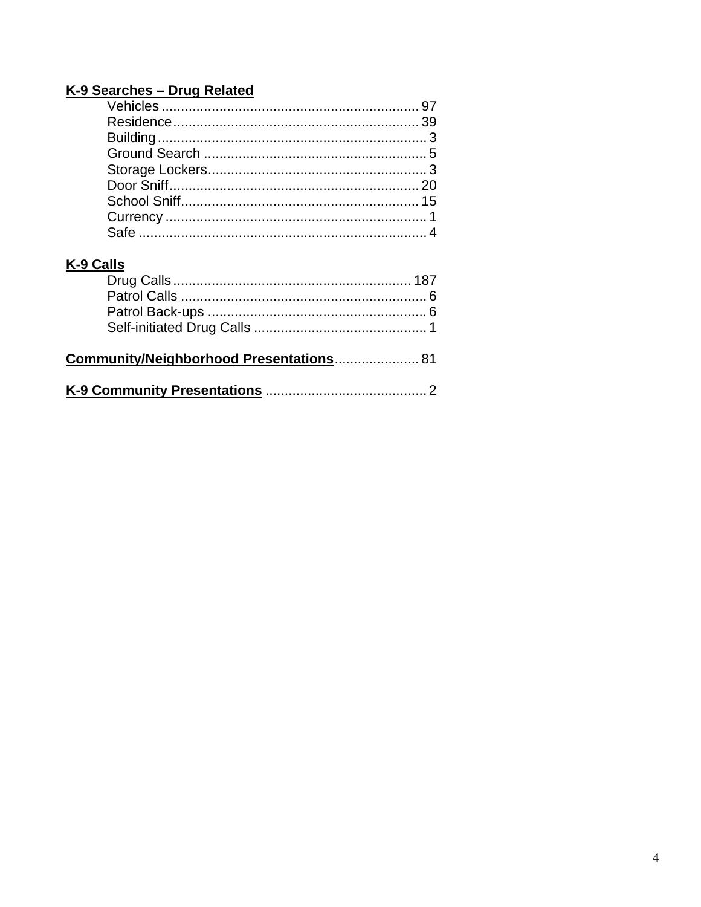**K-9 Searches – Drug Related**

- Vehicles .................. 97
- Residence .................. 39
- Building .................. 3
- Ground Search .................. 5
- Storage Lockers .................. 3
- Door Sniff .................. 20
- School Sniff .................. 15
- Currency .................. 1
- Safe .................. 4

**K-9 Calls**

- Drug Calls .................. 187
- Patrol Calls .................. 6
- Patrol Back-ups .................. 6
- Self-initiated Drug Calls .................. 1

**Community/Neighborhood Presentations** .................. 81

**K-9 Community Presentations** .................. 2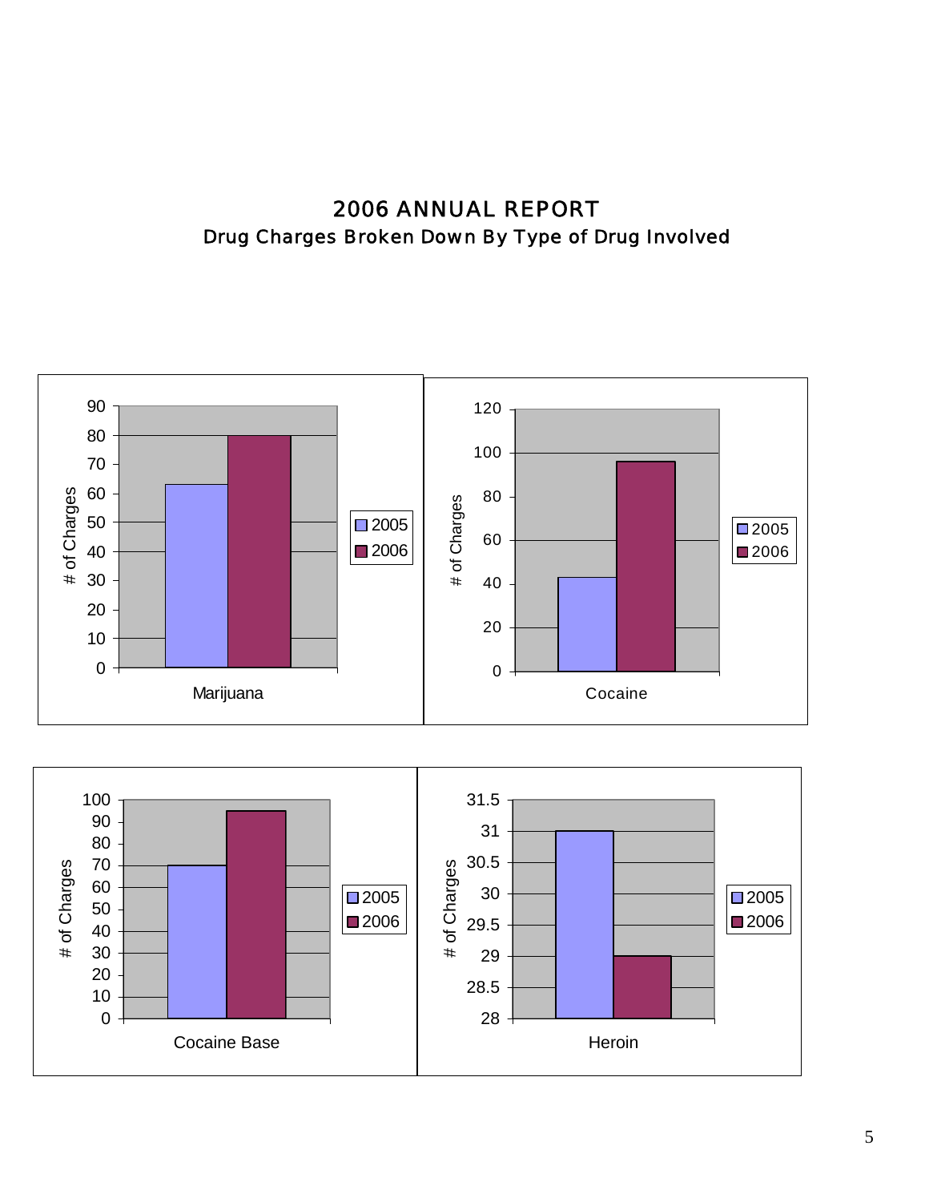# 2006 ANNUAL REPORT

## Drug Charges Broken Down By Type of Drug Involved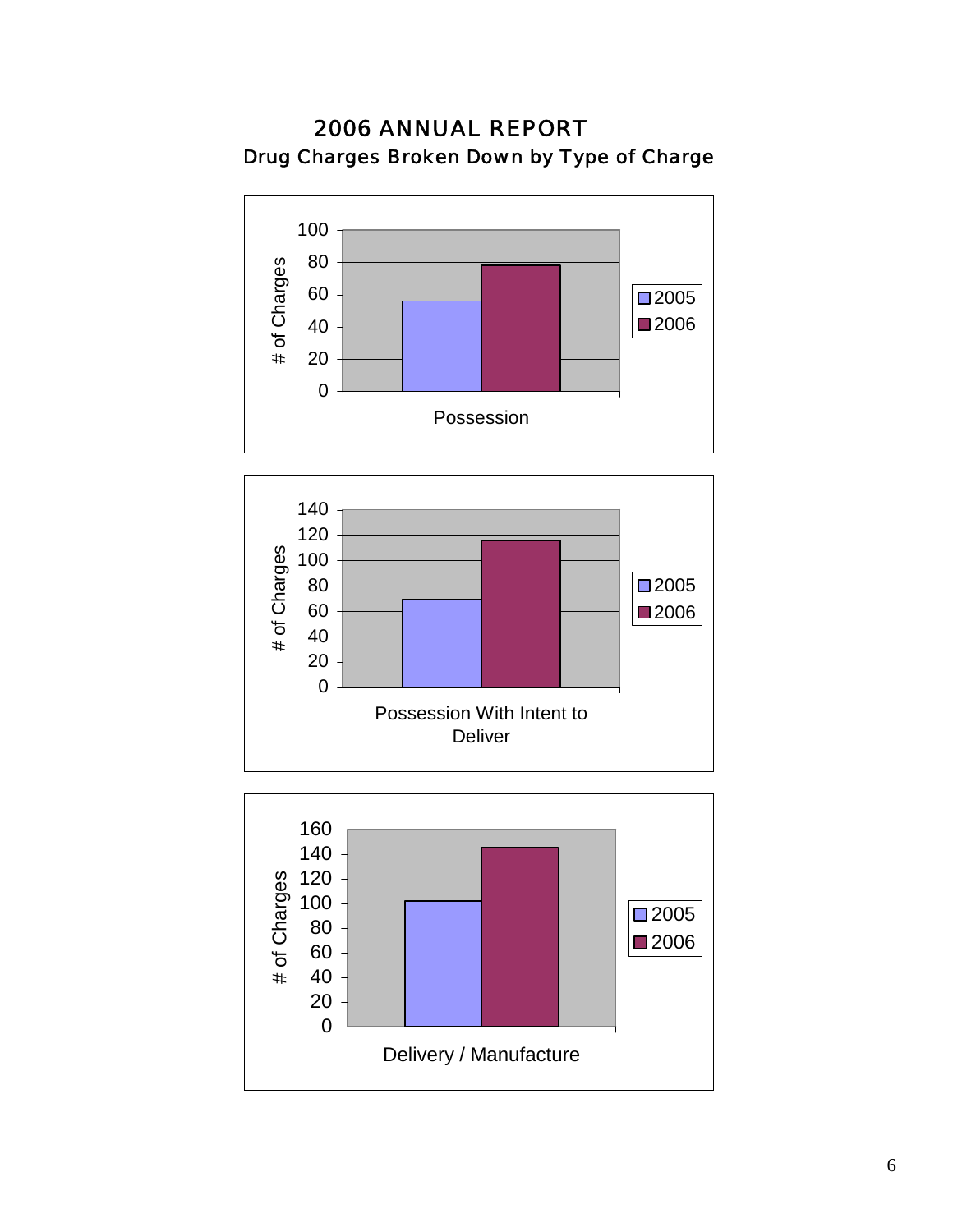# 2006 ANNUAL REPORT

## Drug Charges Broken Down by Type of Charge

| # of Charges | 2005 | 2006 |
|---|---|---|
| Possession | 56 | 78 |

| # of Charges | 2005 | 2006 |
|---|---|---|
| Possession With Intent to Deliver | 69 | 116 |

| # of Charges | 2005 | 2006 |
|---|---|---|
| Delivery / Manufacture | 102 | 145 |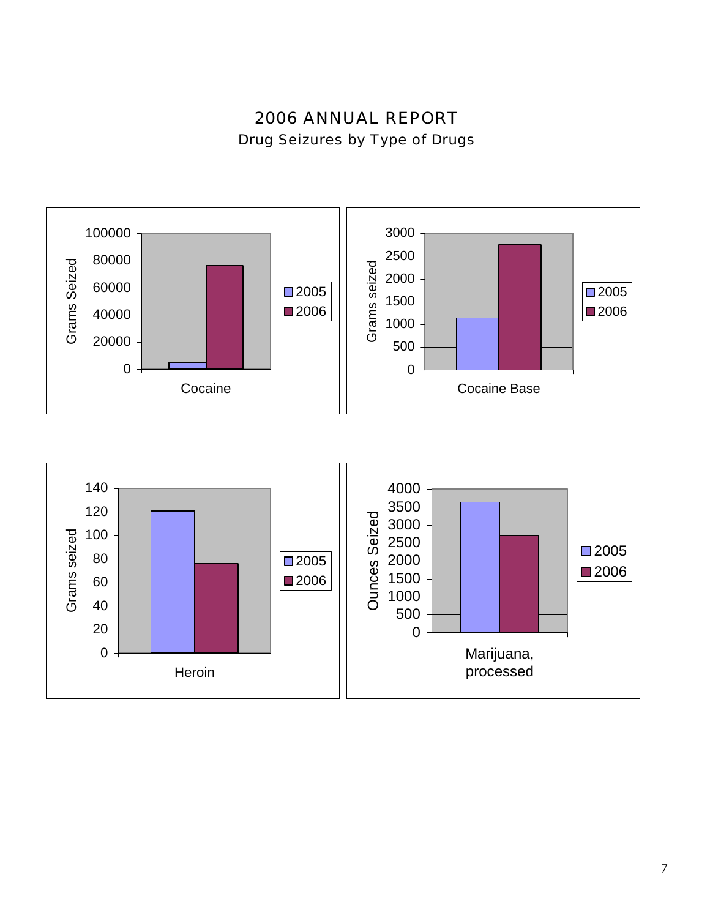# 2006 ANNUAL REPORT

## Drug Seizures by Type of Drugs

Grams Seized — Cocaine (2005, 2006)

Grams seized — Cocaine Base (2005, 2006)

Grams seized — Heroin (2005, 2006)

Ounces Seized — Marijuana, processed (2005, 2006)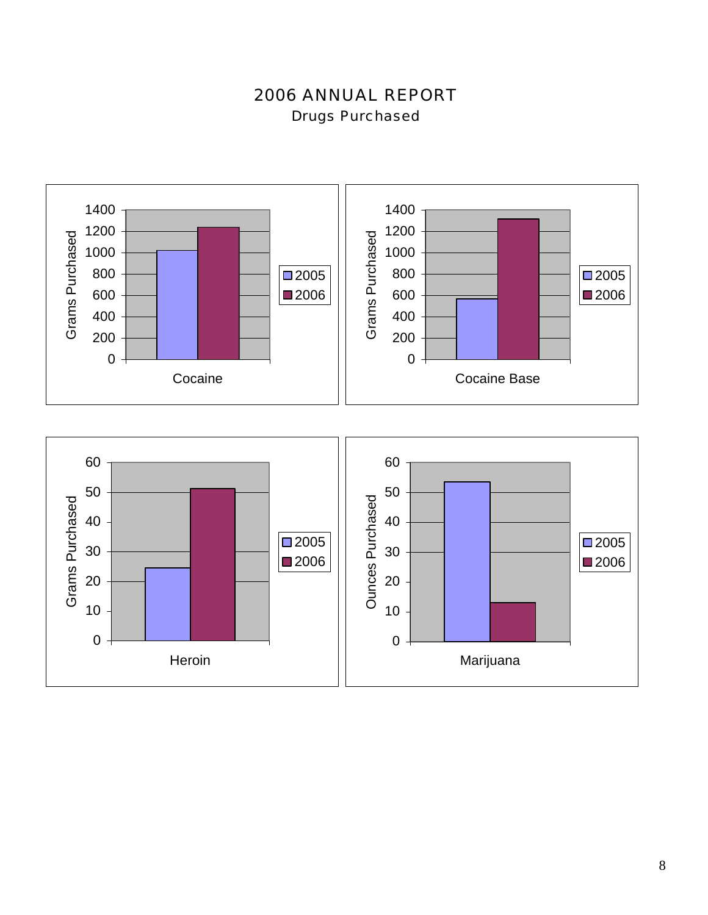# 2006 ANNUAL REPORT

## Drugs Purchased

Grams Purchased
1400
1200
1000
800
600
400
200
0
Cocaine
2005
2006

Grams Purchased
1400
1200
1000
800
600
400
200
0
Cocaine Base
2005
2006

Grams Purchased
60
50
40
30
20
10
0
Heroin
2005
2006

Ounces Purchased
60
50
40
30
20
10
0
Marijuana
2005
2006